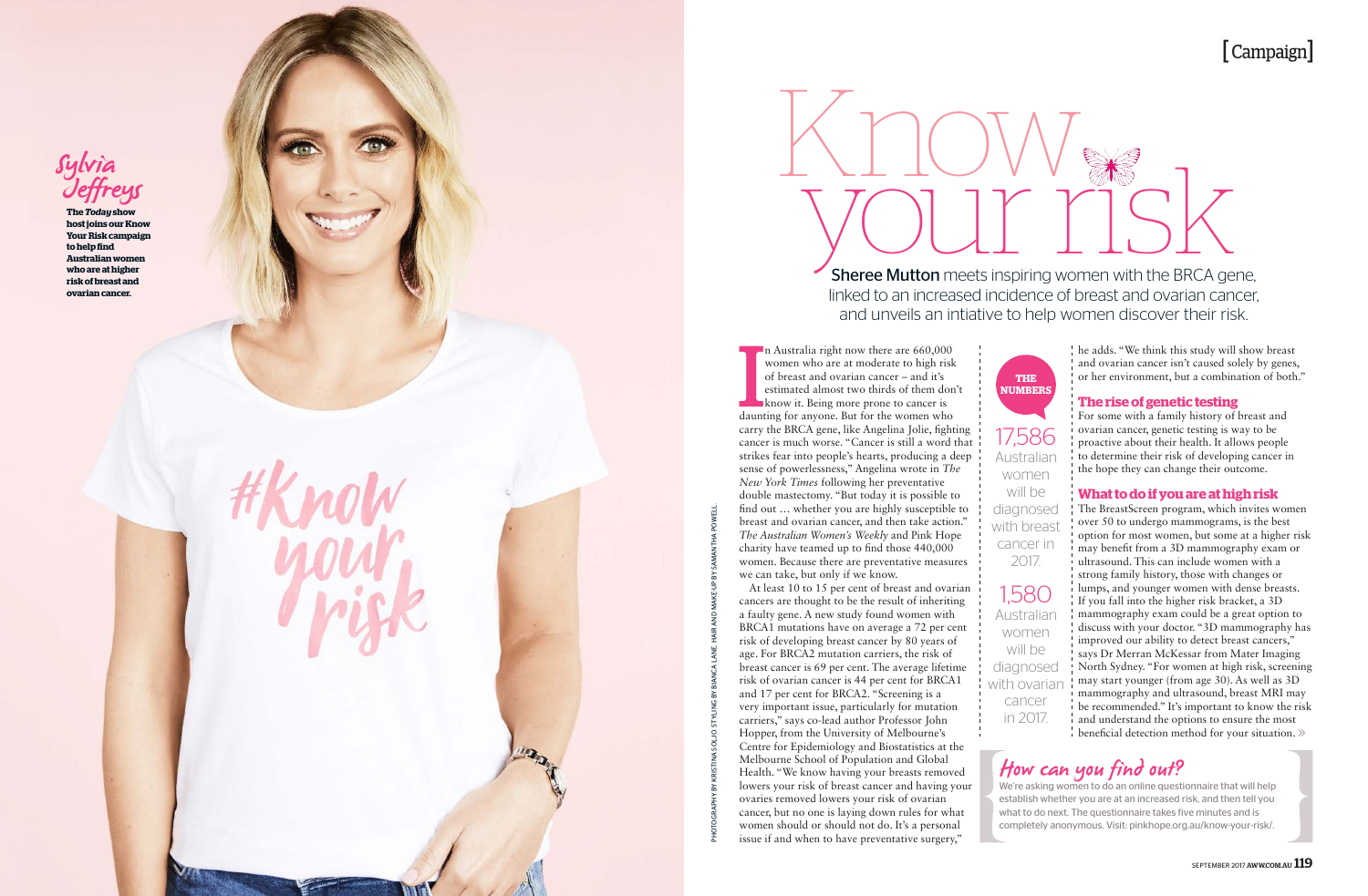[Campaign]

# Know your risk

**Sheree Mutton** meets inspiring women with the BRCA gene, linked to an increased incidence of breast and ovarian cancer, and unveils an intiative to help women discover their risk.

**Sylvia Jeffreys**

**The *Today* show host joins our Know Your Risk campaign to help find Australian women who are at higher risk of breast and ovarian cancer.**

In Australia right now there are 660,000 women who are at moderate to high risk of breast and ovarian cancer – and it's estimated almost two thirds of them don't know it. Being more prone to cancer is daunting for anyone. But for the women who carry the BRCA gene, like Angelina Jolie, fighting cancer is much worse. "Cancer is still a word that strikes fear into people's hearts, producing a deep sense of powerlessness," Angelina wrote in *The New York Times* following her preventative double mastectomy. "But today it is possible to find out … whether you are highly susceptible to breast and ovarian cancer, and then take action." *The Australian Women's Weekly* and Pink Hope charity have teamed up to find those 440,000 women. Because there are preventative measures we can take, but only if we know.

At least 10 to 15 per cent of breast and ovarian cancers are thought to be the result of inheriting a faulty gene. A new study found women with BRCA1 mutations have on average a 72 per cent risk of developing breast cancer by 80 years of age. For BRCA2 mutation carriers, the risk of breast cancer is 69 per cent. The average lifetime risk of ovarian cancer is 44 per cent for BRCA1 and 17 per cent for BRCA2. "Screening is a very important issue, particularly for mutation carriers," says co-lead author Professor John Hopper, from the University of Melbourne's Centre for Epidemiology and Biostatistics at the Melbourne School of Population and Global Health. "We know having your breasts removed lowers your risk of breast cancer and having your ovaries removed lowers your risk of ovarian cancer, but no one is laying down rules for what women should or should not do. It's a personal issue if and when to have preventative surgery," he adds. "We think this study will show breast and ovarian cancer isn't caused solely by genes, or her environment, but a combination of both."

**THE NUMBERS**

**17,586** Australian women will be diagnosed with breast cancer in 2017.

**1,580** Australian women will be diagnosed with ovarian cancer in 2017.

### The rise of genetic testing

For some with a family history of breast and ovarian cancer, genetic testing is way to be proactive about their health. It allows people to determine their risk of developing cancer in the hope they can change their outcome.

### What to do if you are at high risk

The BreastScreen program, which invites women over 50 to undergo mammograms, is the best option for most women, but some at a higher risk may benefit from a 3D mammography exam or ultrasound. This can include women with a strong family history, those with changes or lumps, and younger women with dense breasts. If you fall into the higher risk bracket, a 3D mammography exam could be a great option to discuss with your doctor. "3D mammography has improved our ability to detect breast cancers," says Dr Merran McKessar from Mater Imaging North Sydney. "For women at high risk, screening may start younger (from age 30). As well as 3D mammography and ultrasound, breast MRI may be recommended." It's important to know the risk and understand the options to ensure the most beneficial detection method for your situation. »

### How can you find out?

We're asking women to do an online questionnaire that will help establish whether you are at an increased risk, and then tell you what to do next. The questionnaire takes five minutes and is completely anonymous. Visit: pinkhope.org.au/know-your-risk/.

PHOTOGRAPHY BY KRISTINA SOLJO STYLING BY BIANCA LANE HAIR AND MAKE-UP BY SAMANTHA POWELL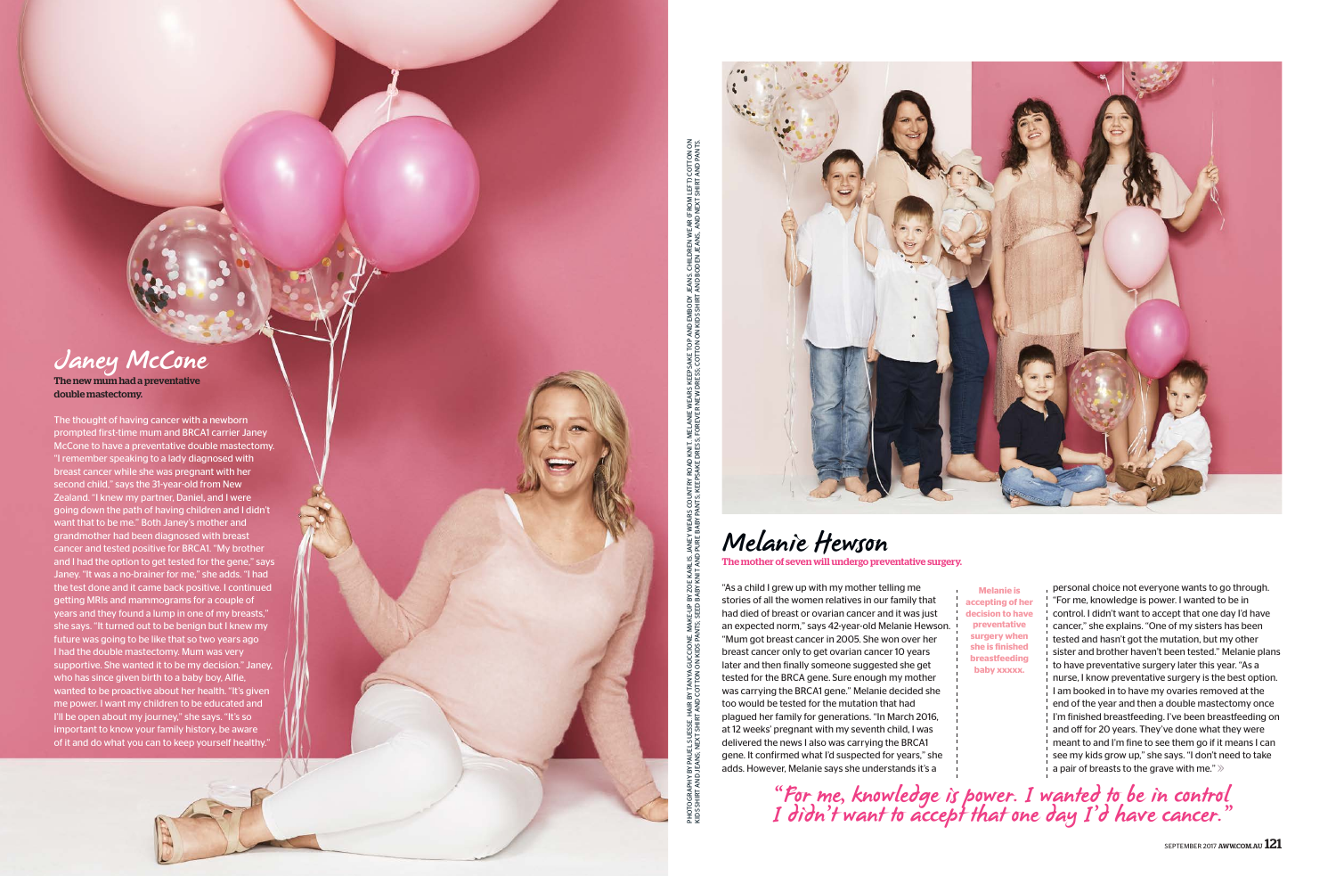## Janey McCone

**The new mum had a preventative double mastectomy.**

The thought of having cancer with a newborn prompted first-time mum and BRCA1 carrier Janey McCone to have a preventative double mastectomy. "I remember speaking to a lady diagnosed with breast cancer while she was pregnant with her second child," says the 31-year-old from New Zealand. "I knew my partner, Daniel, and I were going down the path of having children and I didn't want that to be me." Both Janey's mother and grandmother had been diagnosed with breast cancer and tested positive for BRCA1. "My brother and I had the option to get tested for the gene," says Janey. "It was a no-brainer for me," she adds. "I had the test done and it came back positive. I continued getting MRIs and mammograms for a couple of years and they found a lump in one of my breasts," she says. "It turned out to be benign but I knew my future was going to be like that so two years ago I had the double mastectomy. Mum was very supportive. She wanted it to be my decision." Janey, who has since given birth to a baby boy, Alfie, wanted to be proactive about her health. "It's given me power. I want my children to be educated and I'll be open about my journey," she says. "It's so important to know your family history, be aware of it and do what you can to keep yourself healthy."

PHOTOGRAPHY BY PAUL SUESSE. HAIR BY TANYA GUCCIONE. MAKE-UP BY ZOE KARLIS. JANEY WEARS COUNTRY ROAD KNIT. MELANIE WEARS KEEPSAKE TOP AND EMBODY JEANS. CHILDREN WEAR (FROM LEFT) COTTON ON KIDS SHIRT AND JEANS; NEXT SHIRT AND COTTON ON KIDS PANTS; SEED BABY KNIT AND PURE BABY PANTS; KEEPSAKE DRESS; FOREVER NEW DRESS; COTTON ON KIDS SHIRT AND BODEN JEANS; AND NEXT SHIRT AND PANTS.

## Melanie Hewson

**The mother of seven will undergo preventative surgery.**

"As a child I grew up with my mother telling me stories of all the women relatives in our family that had died of breast or ovarian cancer and it was just an expected norm," says 42-year-old Melanie Hewson. "Mum got breast cancer in 2005. She won over her breast cancer only to get ovarian cancer 10 years later and then finally someone suggested she get tested for the BRCA gene. Sure enough my mother was carrying the BRCA1 gene." Melanie decided she too would be tested for the mutation that had plagued her family for generations. "In March 2016, at 12 weeks' pregnant with my seventh child, I was delivered the news I also was carrying the BRCA1 gene. It confirmed what I'd suspected for years," she adds. However, Melanie says she understands it's a personal choice not everyone wants to go through. "For me, knowledge is power. I wanted to be in control. I didn't want to accept that one day I'd have cancer," she explains. "One of my sisters has been tested and hasn't got the mutation, but my other sister and brother haven't been tested." Melanie plans to have preventative surgery later this year. "As a nurse, I know preventative surgery is the best option. I am booked in to have my ovaries removed at the end of the year and then a double mastectomy once I'm finished breastfeeding. I've been breastfeeding on and off for 20 years. They've done what they were meant to and I'm fine to see them go if it means I can see my kids grow up," she says. "I don't need to take a pair of breasts to the grave with me." »

**Melanie is accepting of her decision to have preventative surgery when she is finished breastfeeding baby xxxxx.**

*"For me, knowledge is power. I wanted to be in control. I didn't want to accept that one day I'd have cancer."*